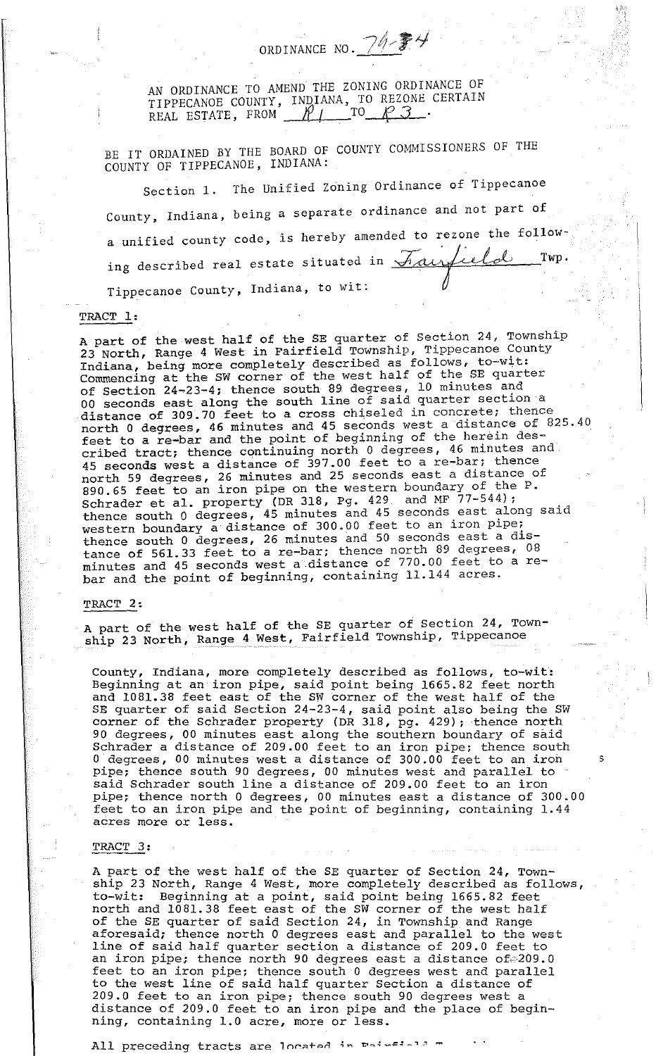ORDINANCE NO. 79-34

AN ORDINANCE TO AMEND THE ZONING ORDINANCE OF TIPPECANOE COUNTY, INDIANA, TO REZONE CERTAIN REAL ESTATE, FROM R1 TO R3.

BE IT ORDAINED BY THE BOARD OF COUNTY COMMISSIONERS OF THE COUNTY OF TIPPECANOE, INDIANA:

Section 1. The Unified Zoning Ordinance of Tippecanoe County, Indiana, being a separate ordinance and not part of a unified county code, is hereby amended to rezone the following described real estate situated in Fairfield Twp. Tippecanoe County, Indiana, to wit:

TRACT 1:

A part of the west half of the SE quarter of Section 24, Township 23 North, Range 4 West in Fairfield Township, Tippecanoe County Indiana, being more completely described as follows, to-wit: Commencing at the SW corner of the west half of the SE quarter of Section 24-23-4; thence south 89 degrees, 10 minutes and 00 seconds east along the south line of said quarter section a distance of 309.70 feet to a cross chiseled in concrete; thence north 0 degrees, 46 minutes and 45 seconds west a distance of 825.40 feet to a re-bar and the point of beginning of the herein described tract; thence continuing north 0 degrees, 46 minutes and 45 seconds west a distance of 397.00 feet to a re-bar; thence north 59 degrees, 26 minutes and 25 seconds east a distance of 890.65 feet to an iron pipe on the western boundary of the P. Schrader et al. property (DR 318, Pg. 429 and MF 77-544); thence south 0 degrees, 45 minutes and 45 seconds east along said western boundary a distance of 300.00 feet to an iron pipe; thence south 0 degrees, 26 minutes and 50 seconds east a distance of 561.33 feet to a re-bar; thence north 89 degrees, 08 minutes and 45 seconds west a distance of 770.00 feet to a re-bar and the point of beginning, containing 11.144 acres.

TRACT 2:

A part of the west half of the SE quarter of Section 24, Township 23 North, Range 4 West, Fairfield Township, Tippecanoe County, Indiana, more completely described as follows, to-wit: Beginning at an iron pipe, said point being 1665.82 feet north and 1081.38 feet east of the SW corner of the west half of the SE quarter of said Section 24-23-4, said point also being the SW corner of the Schrader property (DR 318, pg. 429); thence north 90 degrees, 00 minutes east along the southern boundary of said Schrader a distance of 209.00 feet to an iron pipe; thence south 0 degrees, 00 minutes west a distance of 300.00 feet to an iron pipe; thence south 90 degrees, 00 minutes west and parallel to said Schrader south line a distance of 209.00 feet to an iron pipe; thence north 0 degrees, 00 minutes east a distance of 300.00 feet to an iron pipe and the point of beginning, containing 1.44 acres more or less.

TRACT 3:

A part of the west half of the SE quarter of Section 24, Township 23 North, Range 4 West, more completely described as follows, to-wit: Beginning at a point, said point being 1665.82 feet north and 1081.38 feet east of the SW corner of the west half of the SE quarter of said Section 24, in Township and Range aforesaid; thence north 0 degrees east and parallel to the west line of said half quarter section a distance of 209.0 feet to an iron pipe; thence north 90 degrees east a distance of 209.0 feet to an iron pipe; thence south 0 degrees west and parallel to the west line of said half quarter Section a distance of 209.0 feet to an iron pipe; thence south 90 degrees west a distance of 209.0 feet to an iron pipe and the place of beginning, containing 1.0 acre, more or less.

All preceding tracts are located in Fairfield T...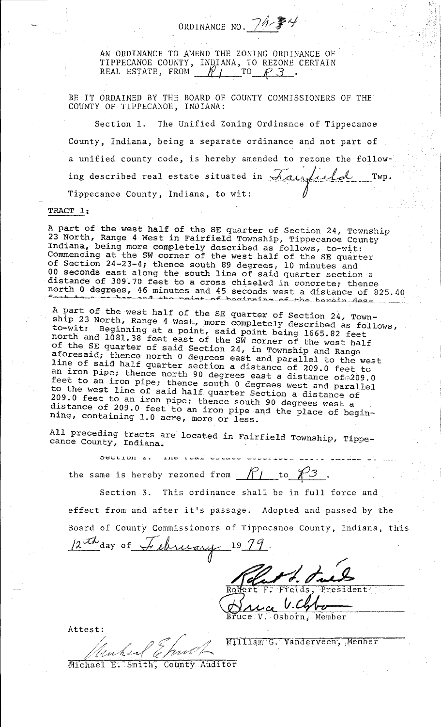ORDINANCE NO. 79-84

AN ORDINANCE TO AMEND THE ZONING ORDINANCE OF TIPPECANOE COUNTY, INDIANA, TO REZONE CERTAIN REAL ESTATE, FROM R1 TO R3.

BE IT ORDAINED BY THE BOARD OF COUNTY COMMISSIONERS OF THE COUNTY OF TIPPECANOE, INDIANA:

Section 1. The Unified Zoning Ordinance of Tippecanoe County, Indiana, being a separate ordinance and not part of a unified county code, is hereby amended to rezone the following described real estate situated in Fairfield Twp. Tippecanoe County, Indiana, to wit:

TRACT 1:

A part of the west half of the SE quarter of Section 24, Township 23 North, Range 4 West in Fairfield Township, Tippecanoe County Indiana, being more completely described as follows, to-wit: Commencing at the SW corner of the west half of the SE quarter of Section 24-23-4; thence south 89 degrees, 10 minutes and 00 seconds east along the south line of said quarter section a distance of 309.70 feet to a cross chiseled in concrete; thence north 0 degrees, 46 minutes and 45 seconds west a distance of 825.40 feet to a re-bar and the point of beginning of the herein des-

A part of the west half of the SE quarter of Section 24, Township 23 North, Range 4 West, more completely described as follows, to-wit: Beginning at a point, said point being 1665.82 feet north and 1081.38 feet east of the SW corner of the west half of the SE quarter of said Section 24, in Township and Range aforesaid; thence north 0 degrees east and parallel to the west line of said half quarter section a distance of 209.0 feet to an iron pipe; thence north 90 degrees east a distance of 209.0 feet to an iron pipe; thence south 0 degrees west and parallel to the west line of said half quarter Section a distance of 209.0 feet to an iron pipe; thence south 90 degrees west a distance of 209.0 feet to an iron pipe and the place of beginning, containing 1.0 acre, more or less.

All preceding tracts are located in Fairfield Township, Tippecanoe County, Indiana.

Section 2. The real estate described above should be ... the same is hereby rezoned from R1 to R3.

Section 3. This ordinance shall be in full force and effect from and after it's passage. Adopted and passed by the Board of County Commissioners of Tippecanoe County, Indiana, this 12th day of February 1979.

Robert F. Fields, President

Bruce V. Osborn, Member

William G. Vanderveen, Member

Attest:

Michael E. Smith, County Auditor